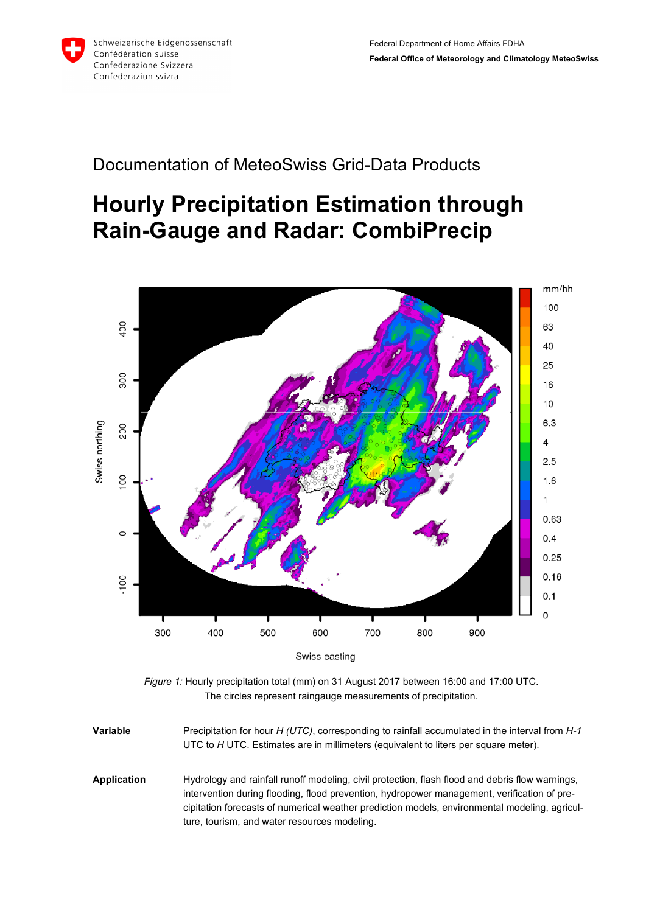Schweizerische Eidgenossenschaft
Confédération suisse
Confederazione Svizzera
Confederaziun svizra

Federal Department of Home Affairs FDHA
**Federal Office of Meteorology and Climatology MeteoSwiss**

Documentation of MeteoSwiss Grid-Data Products

# Hourly Precipitation Estimation through Rain-Gauge and Radar: CombiPrecip

*Figure 1:* Hourly precipitation total (mm) on 31 August 2017 between 16:00 and 17:00 UTC. The circles represent raingauge measurements of precipitation.

**Variable** Precipitation for hour *H (UTC)*, corresponding to rainfall accumulated in the interval from *H-1* UTC to *H* UTC. Estimates are in millimeters (equivalent to liters per square meter).

**Application** Hydrology and rainfall runoff modeling, civil protection, flash flood and debris flow warnings, intervention during flooding, flood prevention, hydropower management, verification of precipitation forecasts of numerical weather prediction models, environmental modeling, agriculture, tourism, and water resources modeling.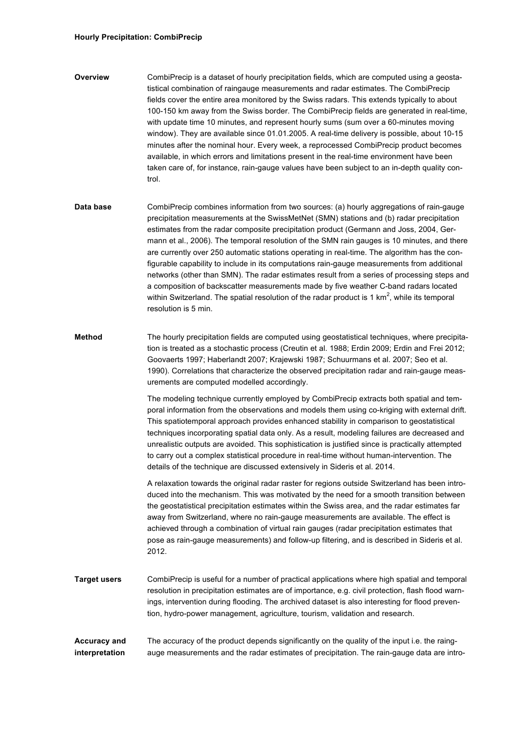#### Hourly Precipitation: CombiPrecip

**Overview**

CombiPrecip is a dataset of hourly precipitation fields, which are computed using a geostatistical combination of raingauge measurements and radar estimates. The CombiPrecip fields cover the entire area monitored by the Swiss radars. This extends typically to about 100-150 km away from the Swiss border. The CombiPrecip fields are generated in real-time, with update time 10 minutes, and represent hourly sums (sum over a 60-minutes moving window). They are available since 01.01.2005. A real-time delivery is possible, about 10-15 minutes after the nominal hour. Every week, a reprocessed CombiPrecip product becomes available, in which errors and limitations present in the real-time environment have been taken care of, for instance, rain-gauge values have been subject to an in-depth quality control.

**Data base**

CombiPrecip combines information from two sources: (a) hourly aggregations of rain-gauge precipitation measurements at the SwissMetNet (SMN) stations and (b) radar precipitation estimates from the radar composite precipitation product (Germann and Joss, 2004, Germann et al., 2006). The temporal resolution of the SMN rain gauges is 10 minutes, and there are currently over 250 automatic stations operating in real-time. The algorithm has the configurable capability to include in its computations rain-gauge measurements from additional networks (other than SMN). The radar estimates result from a series of processing steps and a composition of backscatter measurements made by five weather C-band radars located within Switzerland. The spatial resolution of the radar product is 1 $km^2$, while its temporal resolution is 5 min.

**Method**

The hourly precipitation fields are computed using geostatistical techniques, where precipitation is treated as a stochastic process (Creutin et al. 1988; Erdin 2009; Erdin and Frei 2012; Goovaerts 1997; Haberlandt 2007; Krajewski 1987; Schuurmans et al. 2007; Seo et al. 1990). Correlations that characterize the observed precipitation radar and rain-gauge measurements are computed modelled accordingly.

The modeling technique currently employed by CombiPrecip extracts both spatial and temporal information from the observations and models them using co-kriging with external drift. This spatiotemporal approach provides enhanced stability in comparison to geostatistical techniques incorporating spatial data only. As a result, modeling failures are decreased and unrealistic outputs are avoided. This sophistication is justified since is practically attempted to carry out a complex statistical procedure in real-time without human-intervention. The details of the technique are discussed extensively in Sideris et al. 2014.

A relaxation towards the original radar raster for regions outside Switzerland has been introduced into the mechanism. This was motivated by the need for a smooth transition between the geostatistical precipitation estimates within the Swiss area, and the radar estimates far away from Switzerland, where no rain-gauge measurements are available. The effect is achieved through a combination of virtual rain gauges (radar precipitation estimates that pose as rain-gauge measurements) and follow-up filtering, and is described in Sideris et al. 2012.

**Target users**

CombiPrecip is useful for a number of practical applications where high spatial and temporal resolution in precipitation estimates are of importance, e.g. civil protection, flash flood warnings, intervention during flooding. The archived dataset is also interesting for flood prevention, hydro-power management, agriculture, tourism, validation and research.

**Accuracy and interpretation**

The accuracy of the product depends significantly on the quality of the input i.e. the raingauge measurements and the radar estimates of precipitation. The rain-gauge data are intro-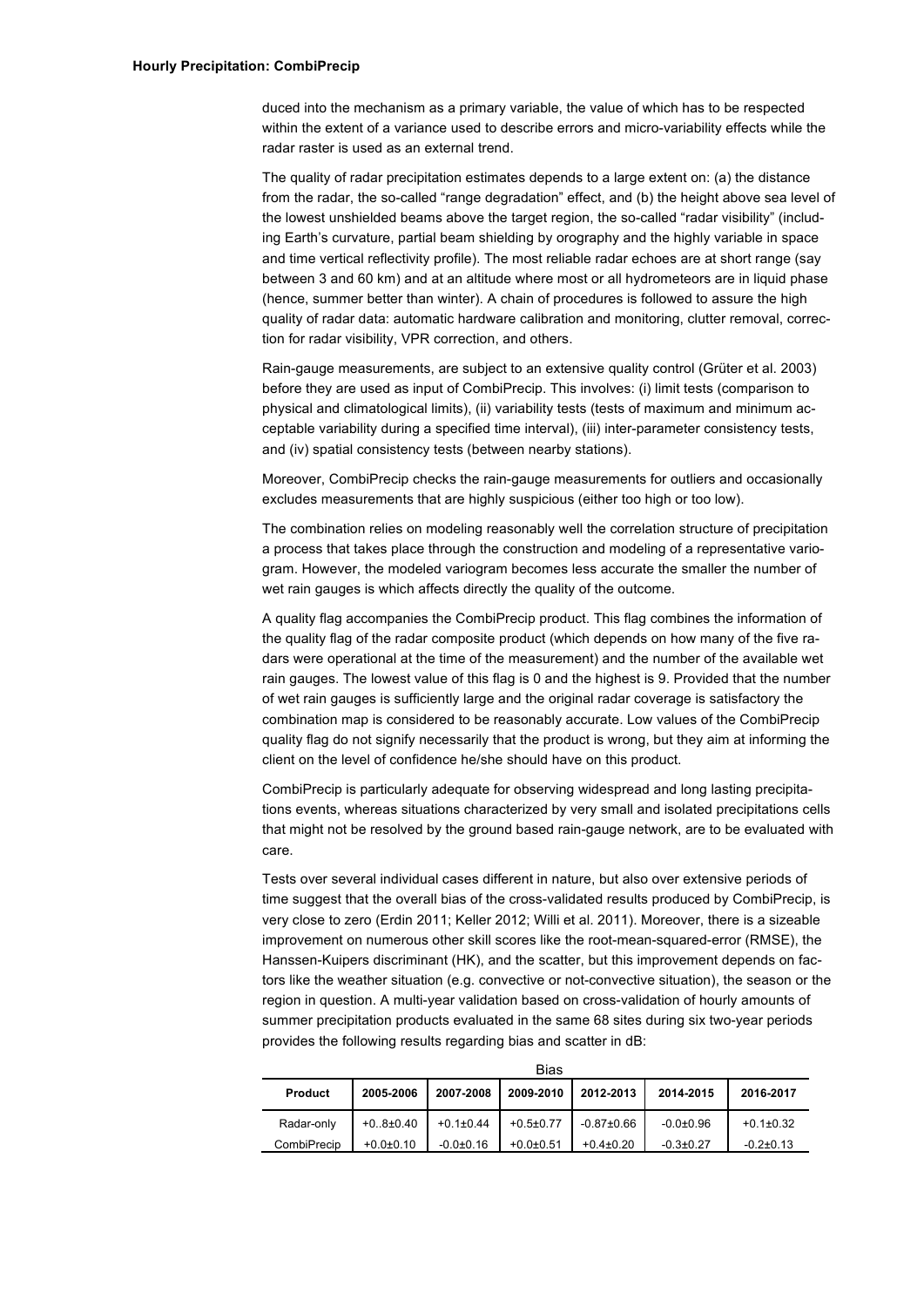duced into the mechanism as a primary variable, the value of which has to be respected within the extent of a variance used to describe errors and micro-variability effects while the radar raster is used as an external trend.

The quality of radar precipitation estimates depends to a large extent on: (a) the distance from the radar, the so-called "range degradation" effect, and (b) the height above sea level of the lowest unshielded beams above the target region, the so-called "radar visibility" (including Earth's curvature, partial beam shielding by orography and the highly variable in space and time vertical reflectivity profile). The most reliable radar echoes are at short range (say between 3 and 60 km) and at an altitude where most or all hydrometeors are in liquid phase (hence, summer better than winter). A chain of procedures is followed to assure the high quality of radar data: automatic hardware calibration and monitoring, clutter removal, correction for radar visibility, VPR correction, and others.

Rain-gauge measurements, are subject to an extensive quality control (Grüter et al. 2003) before they are used as input of CombiPrecip. This involves: (i) limit tests (comparison to physical and climatological limits), (ii) variability tests (tests of maximum and minimum acceptable variability during a specified time interval), (iii) inter-parameter consistency tests, and (iv) spatial consistency tests (between nearby stations).

Moreover, CombiPrecip checks the rain-gauge measurements for outliers and occasionally excludes measurements that are highly suspicious (either too high or too low).

The combination relies on modeling reasonably well the correlation structure of precipitation a process that takes place through the construction and modeling of a representative variogram. However, the modeled variogram becomes less accurate the smaller the number of wet rain gauges is which affects directly the quality of the outcome.

A quality flag accompanies the CombiPrecip product. This flag combines the information of the quality flag of the radar composite product (which depends on how many of the five radars were operational at the time of the measurement) and the number of the available wet rain gauges. The lowest value of this flag is 0 and the highest is 9. Provided that the number of wet rain gauges is sufficiently large and the original radar coverage is satisfactory the combination map is considered to be reasonably accurate. Low values of the CombiPrecip quality flag do not signify necessarily that the product is wrong, but they aim at informing the client on the level of confidence he/she should have on this product.

CombiPrecip is particularly adequate for observing widespread and long lasting precipitations events, whereas situations characterized by very small and isolated precipitations cells that might not be resolved by the ground based rain-gauge network, are to be evaluated with care.

Tests over several individual cases different in nature, but also over extensive periods of time suggest that the overall bias of the cross-validated results produced by CombiPrecip, is very close to zero (Erdin 2011; Keller 2012; Willi et al. 2011). Moreover, there is a sizeable improvement on numerous other skill scores like the root-mean-squared-error (RMSE), the Hanssen-Kuipers discriminant (HK), and the scatter, but this improvement depends on factors like the weather situation (e.g. convective or not-convective situation), the season or the region in question. A multi-year validation based on cross-validation of hourly amounts of summer precipitation products evaluated in the same 68 sites during six two-year periods provides the following results regarding bias and scatter in dB:

Bias

| Product | 2005-2006 | 2007-2008 | 2009-2010 | 2012-2013 | 2014-2015 | 2016-2017 |
|---|---|---|---|---|---|---|
| Radar-only | +0..8±0.40 | +0.1±0.44 | +0.5±0.77 | -0.87±0.66 | -0.0±0.96 | +0.1±0.32 |
| CombiPrecip | +0.0±0.10 | -0.0±0.16 | +0.0±0.51 | +0.4±0.20 | -0.3±0.27 | -0.2±0.13 |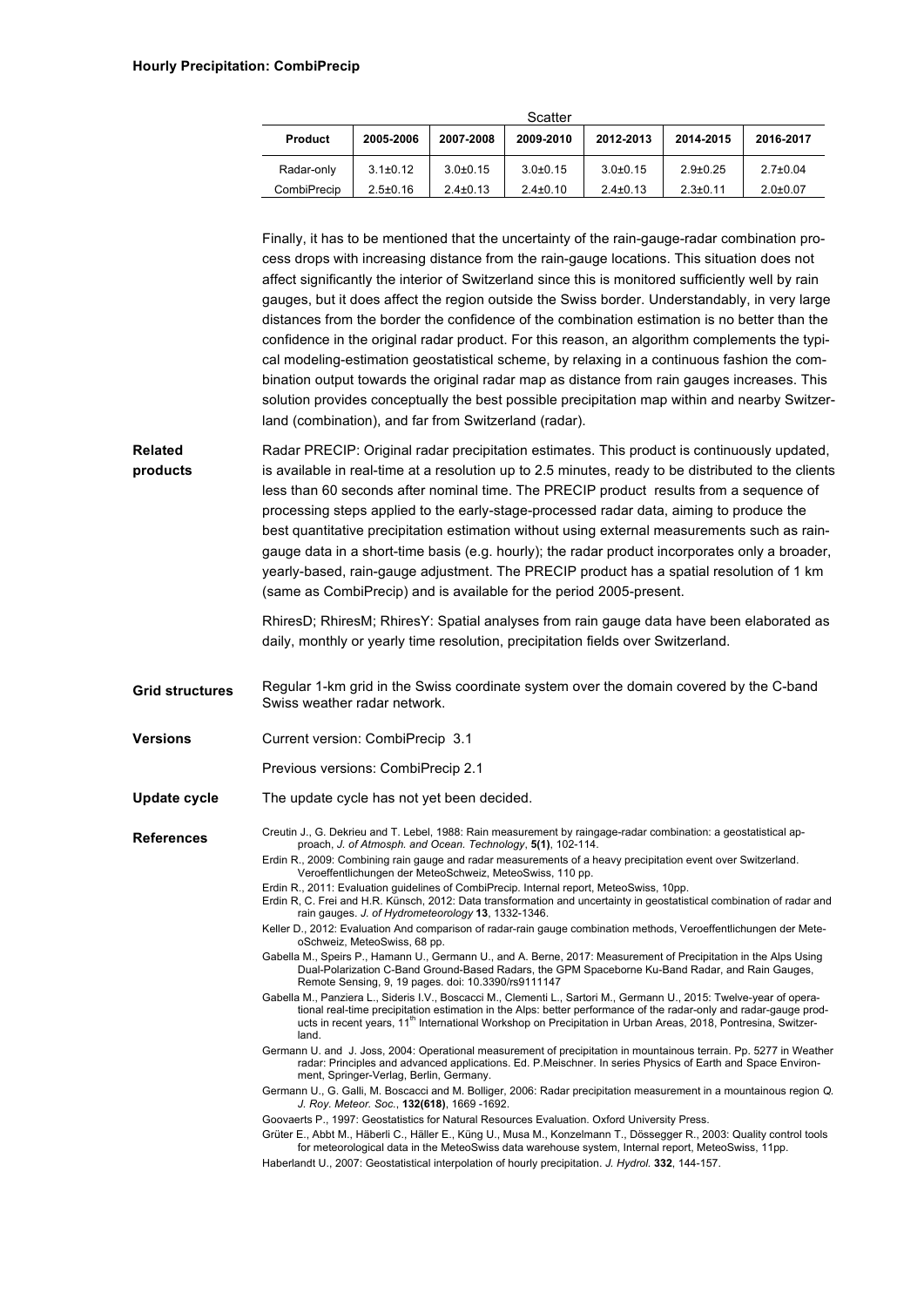**Hourly Precipitation: CombiPrecip**

| Scatter | | | | | | |
|---|---|---|---|---|---|---|
| **Product** | **2005-2006** | **2007-2008** | **2009-2010** | **2012-2013** | **2014-2015** | **2016-2017** |
| Radar-only | 3.1±0.12 | 3.0±0.15 | 3.0±0.15 | 3.0±0.15 | 2.9±0.25 | 2.7±0.04 |
| CombiPrecip | 2.5±0.16 | 2.4±0.13 | 2.4±0.10 | 2.4±0.13 | 2.3±0.11 | 2.0±0.07 |

Finally, it has to be mentioned that the uncertainty of the rain-gauge-radar combination process drops with increasing distance from the rain-gauge locations. This situation does not affect significantly the interior of Switzerland since this is monitored sufficiently well by rain gauges, but it does affect the region outside the Swiss border. Understandably, in very large distances from the border the confidence of the combination estimation is no better than the confidence in the original radar product. For this reason, an algorithm complements the typical modeling-estimation geostatistical scheme, by relaxing in a continuous fashion the combination output towards the original radar map as distance from rain gauges increases. This solution provides conceptually the best possible precipitation map within and nearby Switzerland (combination), and far from Switzerland (radar).

**Related products**

Radar PRECIP: Original radar precipitation estimates. This product is continuously updated, is available in real-time at a resolution up to 2.5 minutes, ready to be distributed to the clients less than 60 seconds after nominal time. The PRECIP product results from a sequence of processing steps applied to the early-stage-processed radar data, aiming to produce the best quantitative precipitation estimation without using external measurements such as rain-gauge data in a short-time basis (e.g. hourly); the radar product incorporates only a broader, yearly-based, rain-gauge adjustment. The PRECIP product has a spatial resolution of 1 km (same as CombiPrecip) and is available for the period 2005-present.

RhiresD; RhiresM; RhiresY: Spatial analyses from rain gauge data have been elaborated as daily, monthly or yearly time resolution, precipitation fields over Switzerland.

**Grid structures**

Regular 1-km grid in the Swiss coordinate system over the domain covered by the C-band Swiss weather radar network.

**Versions**

Current version: CombiPrecip 3.1

Previous versions: CombiPrecip 2.1

**Update cycle**

The update cycle has not yet been decided.

**References**

Creutin J., G. Dekrieu and T. Lebel, 1988: Rain measurement by raingage-radar combination: a geostatistical approach, *J. of Atmosph. and Ocean. Technology*, **5(1)**, 102-114.

Erdin R., 2009: Combining rain gauge and radar measurements of a heavy precipitation event over Switzerland. Veroeffentlichungen der MeteoSchweiz, MeteoSwiss, 110 pp.

Erdin R., 2011: Evaluation guidelines of CombiPrecip. Internal report, MeteoSwiss, 10pp.

Erdin R, C. Frei and H.R. Künsch, 2012: Data transformation and uncertainty in geostatistical combination of radar and rain gauges. *J. of Hydrometeorology* **13**, 1332-1346.

Keller D., 2012: Evaluation And comparison of radar-rain gauge combination methods, Veroeffentlichungen der MeteoSchweiz, MeteoSwiss, 68 pp.

Gabella M., Speirs P., Hamann U., Germann U., and A. Berne, 2017: Measurement of Precipitation in the Alps Using Dual-Polarization C-Band Ground-Based Radars, the GPM Spaceborne Ku-Band Radar, and Rain Gauges, Remote Sensing, 9, 19 pages. doi: 10.3390/rs9111147

Gabella M., Panziera L., Sideris I.V., Boscacci M., Clementi L., Sartori M., Germann U., 2015: Twelve-year of operational real-time precipitation estimation in the Alps: better performance of the radar-only and radar-gauge products in recent years, 11th International Workshop on Precipitation in Urban Areas, 2018, Pontresina, Switzerland.

Germann U. and J. Joss, 2004: Operational measurement of precipitation in mountainous terrain. Pp. 5277 in Weather radar: Principles and advanced applications. Ed. P.Meischner. In series Physics of Earth and Space Environment, Springer-Verlag, Berlin, Germany.

Germann U., G. Galli, M. Boscacci and M. Bolliger, 2006: Radar precipitation measurement in a mountainous region *Q. J. Roy. Meteor. Soc.*, **132(618)**, 1669 -1692.

Goovaerts P., 1997: Geostatistics for Natural Resources Evaluation. Oxford University Press.

Grüter E., Abbt M., Häberli C., Häller E., Küng U., Musa M., Konzelmann T., Dössegger R., 2003: Quality control tools for meteorological data in the MeteoSwiss data warehouse system, Internal report, MeteoSwiss, 11pp.

Haberlandt U., 2007: Geostatistical interpolation of hourly precipitation. *J. Hydrol.* **332**, 144-157.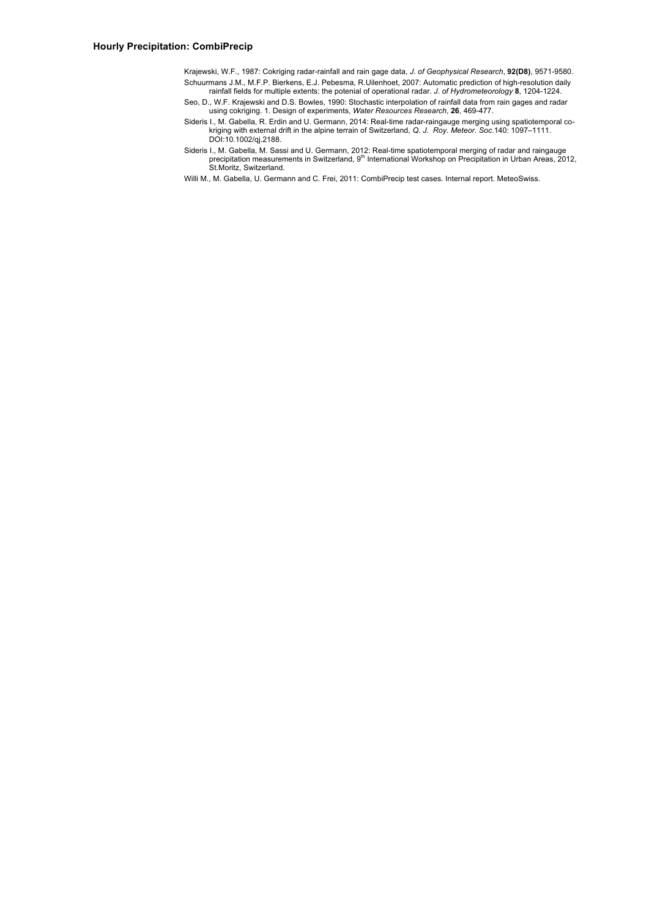Krajewski, W.F., 1987: Cokriging radar-rainfall and rain gage data, *J. of Geophysical Research*, **92(D8)**, 9571-9580.

Schuurmans J.M., M.F.P. Bierkens, E.J. Pebesma, R.Uilenhoet, 2007: Automatic prediction of high-resolution daily rainfall fields for multiple extents: the potenial of operational radar. *J. of Hydrometeorology* **8**, 1204-1224.

Seo, D., W.F. Krajewski and D.S. Bowles, 1990: Stochastic interpolation of rainfall data from rain gages and radar using cokriging. 1. Design of experiments, *Water Resources Research*, **26**, 469-477.

Sideris I., M. Gabella, R. Erdin and U. Germann, 2014: Real-time radar-raingauge merging using spatiotemporal co-kriging with external drift in the alpine terrain of Switzerland, *Q. J. Roy. Meteor. Soc.*140: 1097–1111. DOI:10.1002/qj.2188.

Sideris I., M. Gabella, M. Sassi and U. Germann, 2012: Real-time spatiotemporal merging of radar and raingauge precipitation measurements in Switzerland, 9th International Workshop on Precipitation in Urban Areas, 2012, St.Moritz, Switzerland.

Willi M., M. Gabella, U. Germann and C. Frei, 2011: CombiPrecip test cases. Internal report. MeteoSwiss.